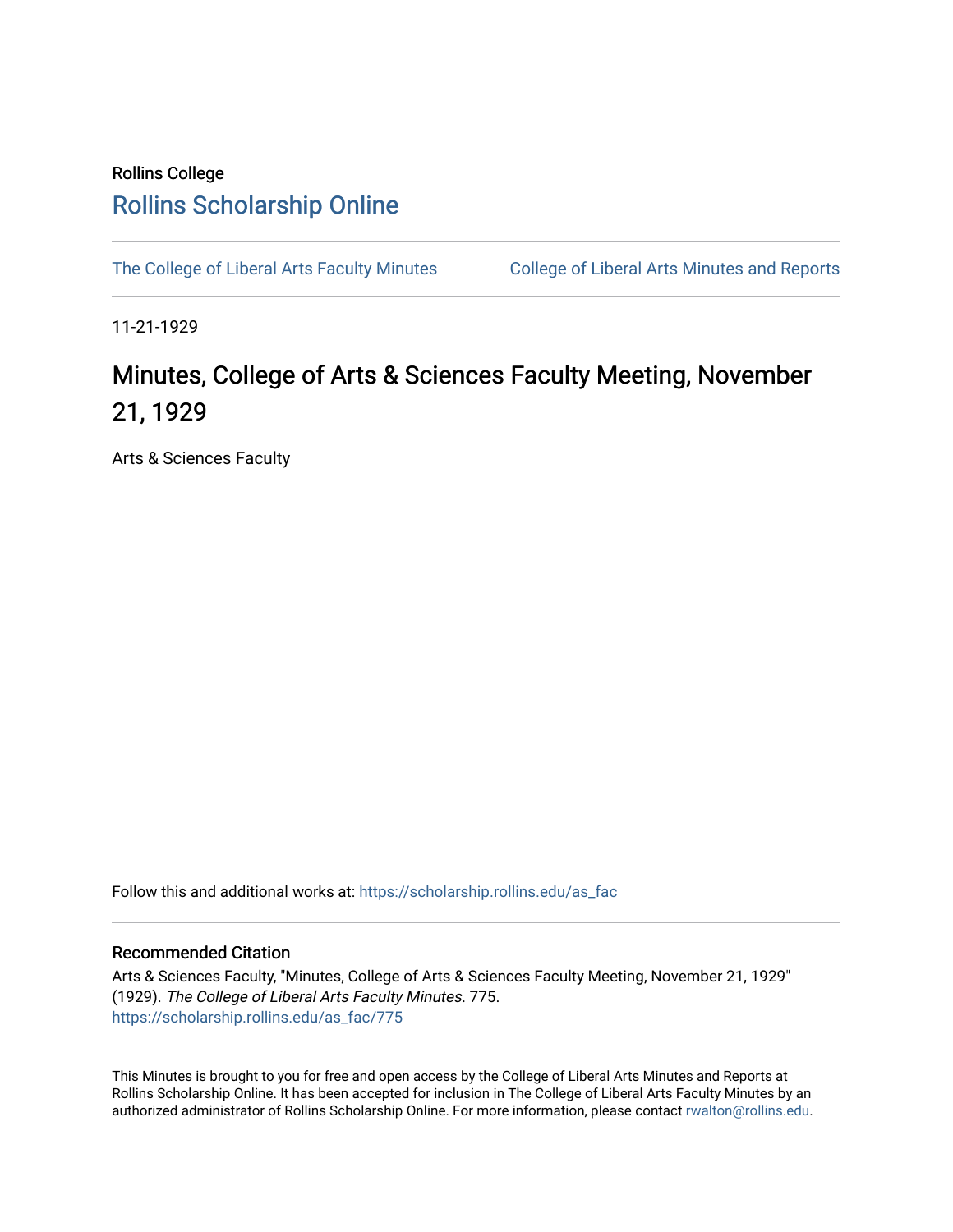Rollins College

# Rollins Scholarship Online

The College of Liberal Arts Faculty Minutes

College of Liberal Arts Minutes and Reports

11-21-1929

## Minutes, College of Arts & Sciences Faculty Meeting, November 21, 1929

Arts & Sciences Faculty

Follow this and additional works at: https://scholarship.rollins.edu/as_fac

### Recommended Citation

Arts & Sciences Faculty, "Minutes, College of Arts & Sciences Faculty Meeting, November 21, 1929" (1929). *The College of Liberal Arts Faculty Minutes*. 775.
https://scholarship.rollins.edu/as_fac/775

This Minutes is brought to you for free and open access by the College of Liberal Arts Minutes and Reports at Rollins Scholarship Online. It has been accepted for inclusion in The College of Liberal Arts Faculty Minutes by an authorized administrator of Rollins Scholarship Online. For more information, please contact rwalton@rollins.edu.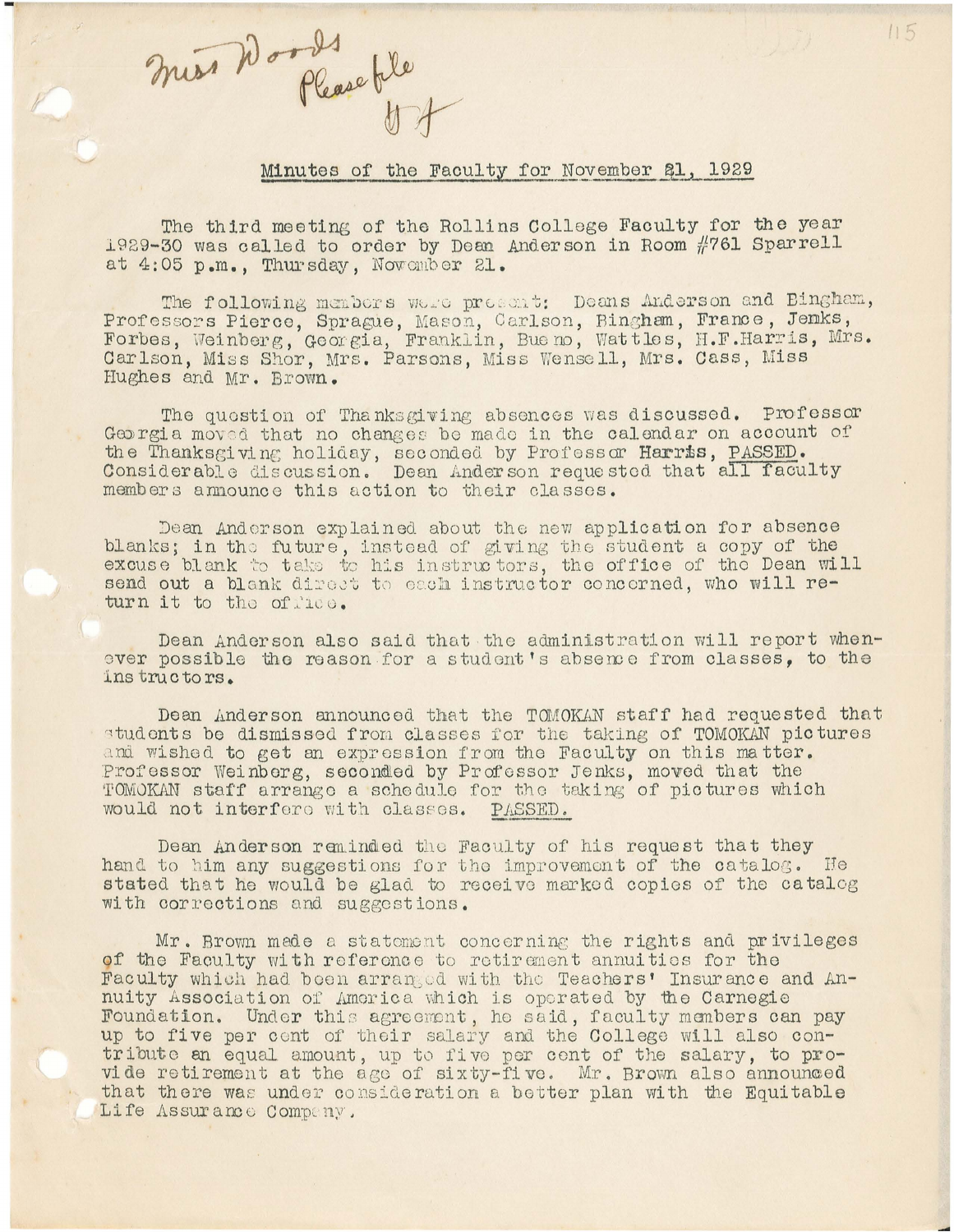Miss Woods
Please file
H F

## Minutes of the Faculty for November 21, 1929

The third meeting of the Rollins College Faculty for the year 1929-30 was called to order by Dean Anderson in Room #761 Sparrell at 4:05 p.m., Thursday, November 21.

The following members were present: Deans Anderson and Bingham, Professors Pierce, Sprague, Mason, Carlson, Bingham, France, Jenks, Forbes, Weinberg, Georgia, Franklin, Bueno, Wattles, H.F.Harris, Mrs. Carlson, Miss Shor, Mrs. Parsons, Miss Wensell, Mrs. Cass, Miss Hughes and Mr. Brown.

The question of Thanksgiving absences was discussed. Professor Georgia moved that no changes be made in the calendar on account of the Thanksgiving holiday, seconded by Professor Harris, PASSED. Considerable discussion. Dean Anderson requested that all faculty members announce this action to their classes.

Dean Anderson explained about the new application for absence blanks; in the future, instead of giving the student a copy of the excuse blank to take to his instructors, the office of the Dean will send out a blank direct to each instructor concerned, who will return it to the office.

Dean Anderson also said that the administration will report whenever possible the reason for a student's absence from classes, to the instructors.

Dean Anderson announced that the TOMOKAN staff had requested that students be dismissed from classes for the taking of TOMOKAN pictures and wished to get an expression from the Faculty on this matter. Professor Weinberg, seconded by Professor Jenks, moved that the TOMOKAN staff arrange a schedule for the taking of pictures which would not interfere with classes. PASSED.

Dean Anderson reminded the Faculty of his request that they hand to him any suggestions for the improvement of the catalog. He stated that he would be glad to receive marked copies of the catalog with corrections and suggestions.

Mr. Brown made a statement concerning the rights and privileges of the Faculty with reference to retirement annuities for the Faculty which had been arranged with the Teachers' Insurance and Annuity Association of America which is operated by the Carnegie Foundation. Under this agreement, he said, faculty members can pay up to five per cent of their salary and the College will also contribute an equal amount, up to five per cent of the salary, to provide retirement at the age of sixty-five. Mr. Brown also announced that there was under consideration a better plan with the Equitable Life Assurance Company.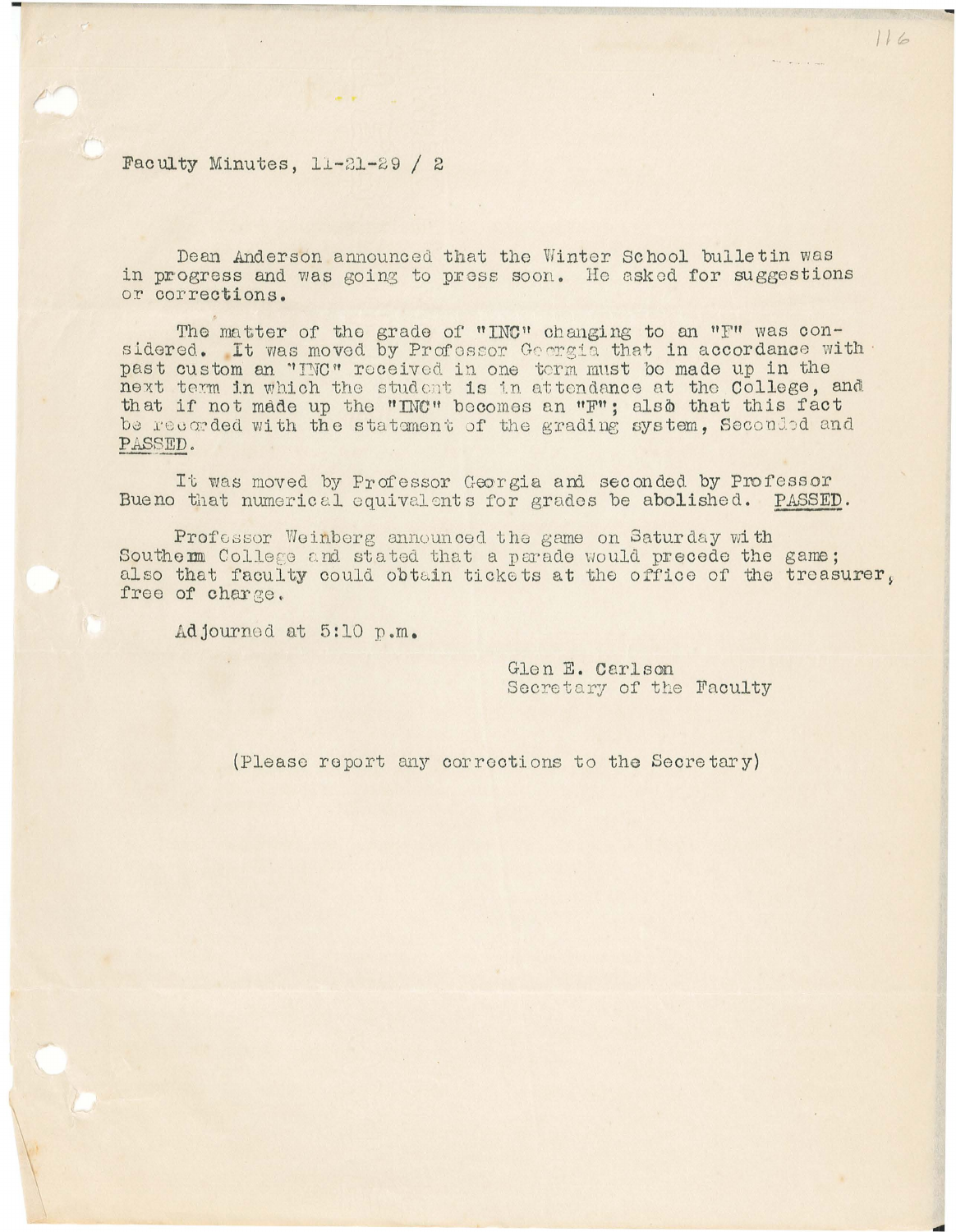Faculty Minutes, 11-21-29 / 2

Dean Anderson announced that the Winter School bulletin was in progress and was going to press soon. He asked for suggestions or corrections.

The matter of the grade of "INC" changing to an "F" was considered. It was moved by Professor Georgia that in accordance with past custom an "INC" received in one term must be made up in the next term in which the student is in attendance at the College, and that if not made up the "INC" becomes an "F"; also that this fact be recorded with the statement of the grading system, Seconded and PASSED.

It was moved by Professor Georgia and seconded by Professor Bueno that numerical equivalents for grades be abolished. PASSED.

Professor Weinberg announced the game on Saturday with Southern College and stated that a parade would precede the game; also that faculty could obtain tickets at the office of the treasurer, free of charge.

Adjourned at 5:10 p.m.

Glen E. Carlson
Secretary of the Faculty

(Please report any corrections to the Secretary)